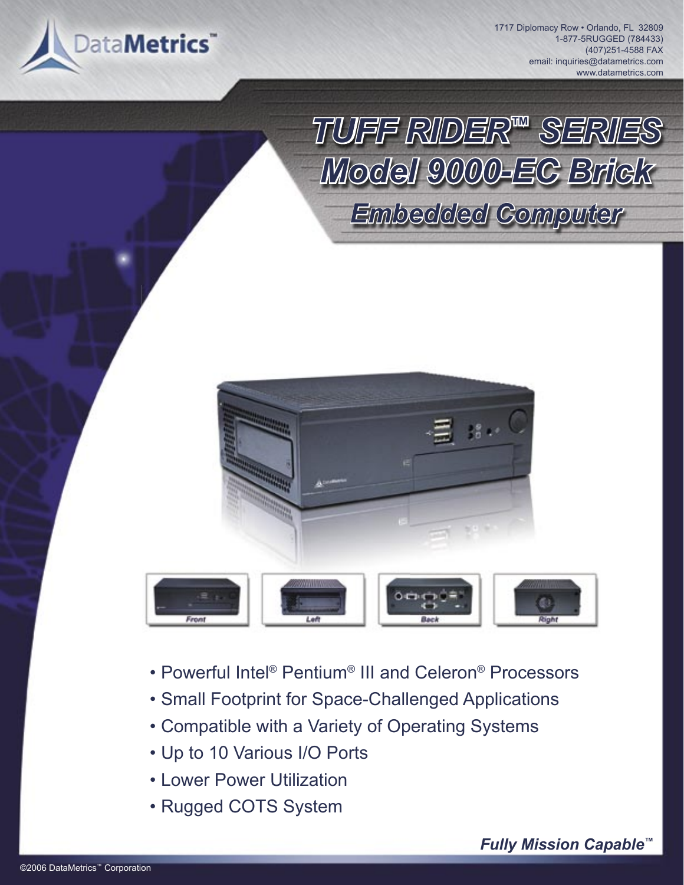DataMetrics™

1717 Diplomacy Row • Orlando, FL 32809
1-877-5RUGGED (784433)
(407)251-4588 FAX
email: inquiries@datametrics.com
www.datametrics.com

# TUFF RIDER™ SERIES
# Model 9000-EC Brick
## Embedded Computer

Front | Left | Back | Right

- Powerful Intel® Pentium® III and Celeron® Processors
- Small Footprint for Space-Challenged Applications
- Compatible with a Variety of Operating Systems
- Up to 10 Various I/O Ports
- Lower Power Utilization
- Rugged COTS System

***Fully Mission Capable™***

©2006 DataMetrics™ Corporation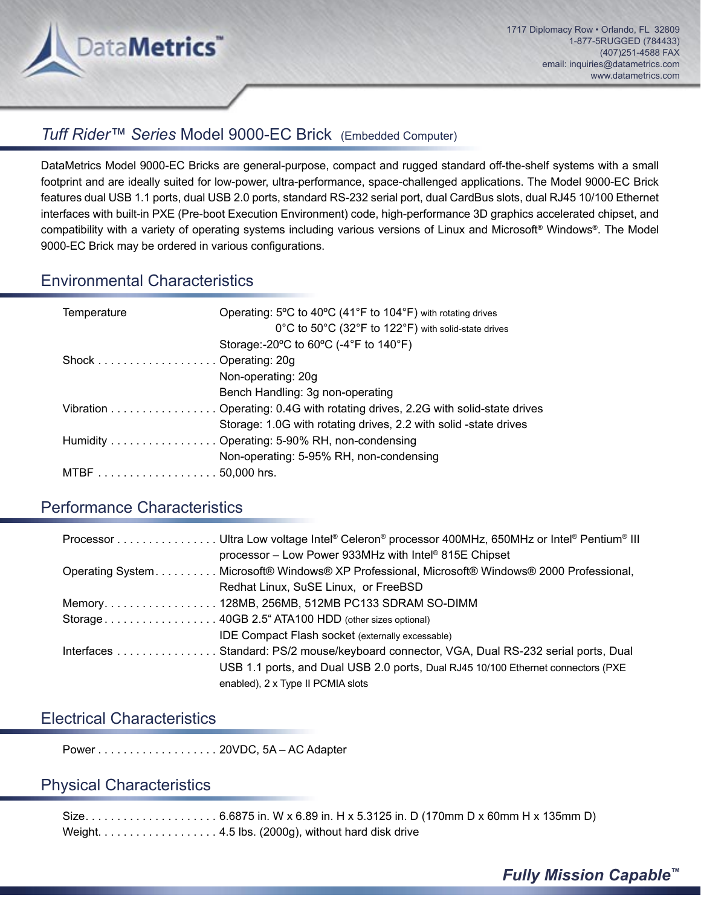DataMetrics™

1717 Diplomacy Row • Orlando, FL 32809
1-877-5RUGGED (784433)
(407)251-4588 FAX
email: inquiries@datametrics.com
www.datametrics.com

## *Tuff Rider™ Series* Model 9000-EC Brick (Embedded Computer)

DataMetrics Model 9000-EC Bricks are general-purpose, compact and rugged standard off-the-shelf systems with a small footprint and are ideally suited for low-power, ultra-performance, space-challenged applications. The Model 9000-EC Brick features dual USB 1.1 ports, dual USB 2.0 ports, standard RS-232 serial port, dual CardBus slots, dual RJ45 10/100 Ethernet interfaces with built-in PXE (Pre-boot Execution Environment) code, high-performance 3D graphics accelerated chipset, and compatibility with a variety of operating systems including various versions of Linux and Microsoft® Windows®. The Model 9000-EC Brick may be ordered in various configurations.

## Environmental Characteristics

| | |
|---|---|
| Temperature | Operating: 5ºC to 40ºC (41°F to 104°F) with rotating drives<br>0°C to 50°C (32°F to 122°F) with solid-state drives<br>Storage:-20ºC to 60ºC (-4°F to 140°F) |
| Shock | Operating: 20g<br>Non-operating: 20g<br>Bench Handling: 3g non-operating |
| Vibration | Operating: 0.4G with rotating drives, 2.2G with solid-state drives<br>Storage: 1.0G with rotating drives, 2.2 with solid -state drives |
| Humidity | Operating: 5-90% RH, non-condensing<br>Non-operating: 5-95% RH, non-condensing |
| MTBF | 50,000 hrs. |

## Performance Characteristics

| | |
|---|---|
| Processor | Ultra Low voltage Intel® Celeron® processor 400MHz, 650MHz or Intel® Pentium® III processor – Low Power 933MHz with Intel® 815E Chipset |
| Operating System | Microsoft® Windows® XP Professional, Microsoft® Windows® 2000 Professional, Redhat Linux, SuSE Linux, or FreeBSD |
| Memory | 128MB, 256MB, 512MB PC133 SDRAM SO-DIMM |
| Storage | 40GB 2.5" ATA100 HDD (other sizes optional)<br>IDE Compact Flash socket (externally excessable) |
| Interfaces | Standard: PS/2 mouse/keyboard connector, VGA, Dual RS-232 serial ports, Dual USB 1.1 ports, and Dual USB 2.0 ports, Dual RJ45 10/100 Ethernet connectors (PXE enabled), 2 x Type II PCMIA slots |

## Electrical Characteristics

| | |
|---|---|
| Power | 20VDC, 5A – AC Adapter |

## Physical Characteristics

| | |
|---|---|
| Size | 6.6875 in. W x 6.89 in. H x 5.3125 in. D (170mm D x 60mm H x 135mm D) |
| Weight | 4.5 lbs. (2000g), without hard disk drive |

***Fully Mission Capable™***